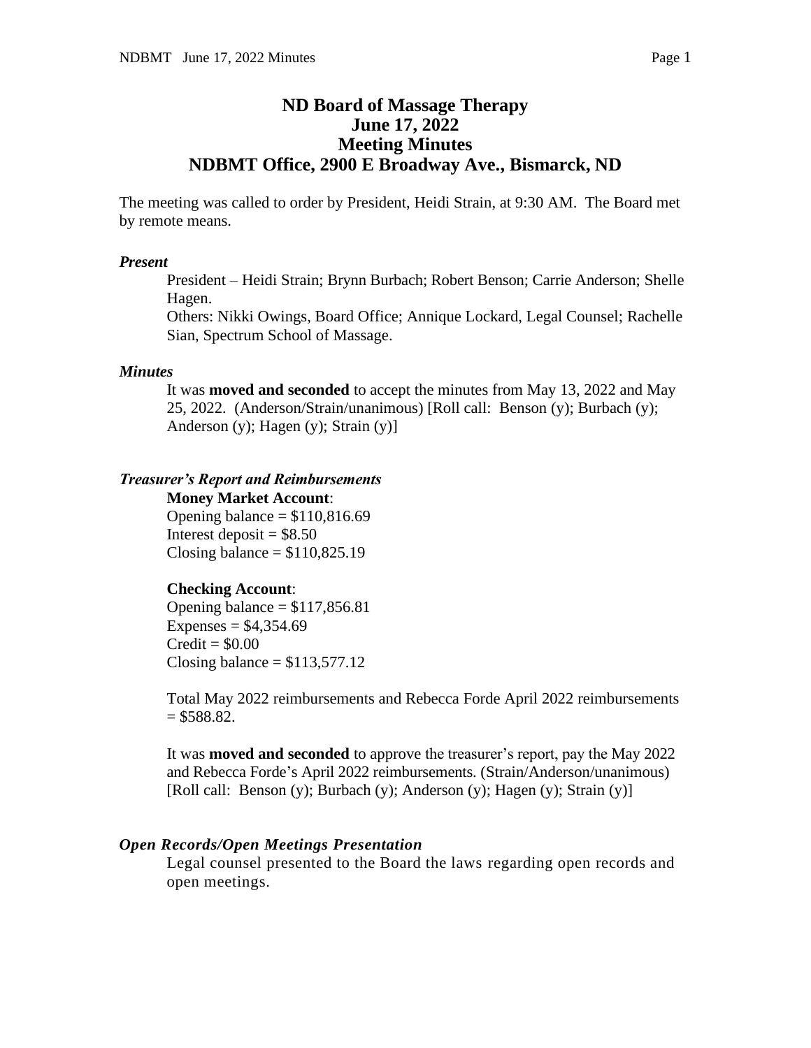# ND Board of Massage Therapy
# June 17, 2022
# Meeting Minutes
# NDBMT Office, 2900 E Broadway Ave., Bismarck, ND

The meeting was called to order by President, Heidi Strain, at 9:30 AM. The Board met by remote means.

### *Present*

President – Heidi Strain; Brynn Burbach; Robert Benson; Carrie Anderson; Shelle Hagen.
Others: Nikki Owings, Board Office; Annique Lockard, Legal Counsel; Rachelle Sian, Spectrum School of Massage.

### *Minutes*

It was **moved and seconded** to accept the minutes from May 13, 2022 and May 25, 2022. (Anderson/Strain/unanimous) [Roll call: Benson (y); Burbach (y); Anderson (y); Hagen (y); Strain (y)]

### *Treasurer's Report and Reimbursements*

**Money Market Account**:
Opening balance = $110,816.69
Interest deposit = $8.50
Closing balance = $110,825.19

**Checking Account**:
Opening balance = $117,856.81
Expenses = $4,354.69
Credit = $0.00
Closing balance = $113,577.12

Total May 2022 reimbursements and Rebecca Forde April 2022 reimbursements = $588.82.

It was **moved and seconded** to approve the treasurer's report, pay the May 2022 and Rebecca Forde's April 2022 reimbursements. (Strain/Anderson/unanimous) [Roll call: Benson (y); Burbach (y); Anderson (y); Hagen (y); Strain (y)]

### *Open Records/Open Meetings Presentation*

Legal counsel presented to the Board the laws regarding open records and open meetings.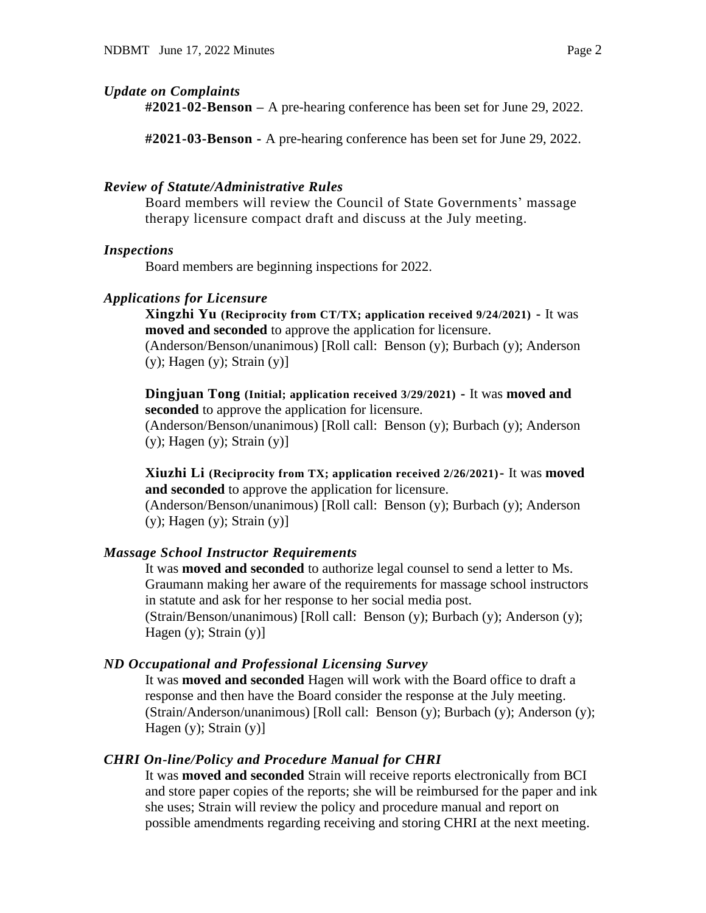### *Update on Complaints*

**#2021-02-Benson –** A pre-hearing conference has been set for June 29, 2022.

**#2021-03-Benson -** A pre-hearing conference has been set for June 29, 2022.

### *Review of Statute/Administrative Rules*

Board members will review the Council of State Governments' massage therapy licensure compact draft and discuss at the July meeting.

### *Inspections*

Board members are beginning inspections for 2022.

### *Applications for Licensure*

**Xingzhi Yu (Reciprocity from CT/TX; application received 9/24/2021) -** It was **moved and seconded** to approve the application for licensure. (Anderson/Benson/unanimous) [Roll call: Benson (y); Burbach (y); Anderson (y); Hagen (y); Strain (y)]

**Dingjuan Tong (Initial; application received 3/29/2021) -** It was **moved and seconded** to approve the application for licensure. (Anderson/Benson/unanimous) [Roll call: Benson (y); Burbach (y); Anderson (y); Hagen (y); Strain (y)]

**Xiuzhi Li (Reciprocity from TX; application received 2/26/2021) -** It was **moved and seconded** to approve the application for licensure. (Anderson/Benson/unanimous) [Roll call: Benson (y); Burbach (y); Anderson (y); Hagen (y); Strain (y)]

### *Massage School Instructor Requirements*

It was **moved and seconded** to authorize legal counsel to send a letter to Ms. Graumann making her aware of the requirements for massage school instructors in statute and ask for her response to her social media post. (Strain/Benson/unanimous) [Roll call: Benson (y); Burbach (y); Anderson (y); Hagen (y); Strain (y)]

### *ND Occupational and Professional Licensing Survey*

It was **moved and seconded** Hagen will work with the Board office to draft a response and then have the Board consider the response at the July meeting. (Strain/Anderson/unanimous) [Roll call: Benson (y); Burbach (y); Anderson (y); Hagen (y); Strain (y)]

### *CHRI On-line/Policy and Procedure Manual for CHRI*

It was **moved and seconded** Strain will receive reports electronically from BCI and store paper copies of the reports; she will be reimbursed for the paper and ink she uses; Strain will review the policy and procedure manual and report on possible amendments regarding receiving and storing CHRI at the next meeting.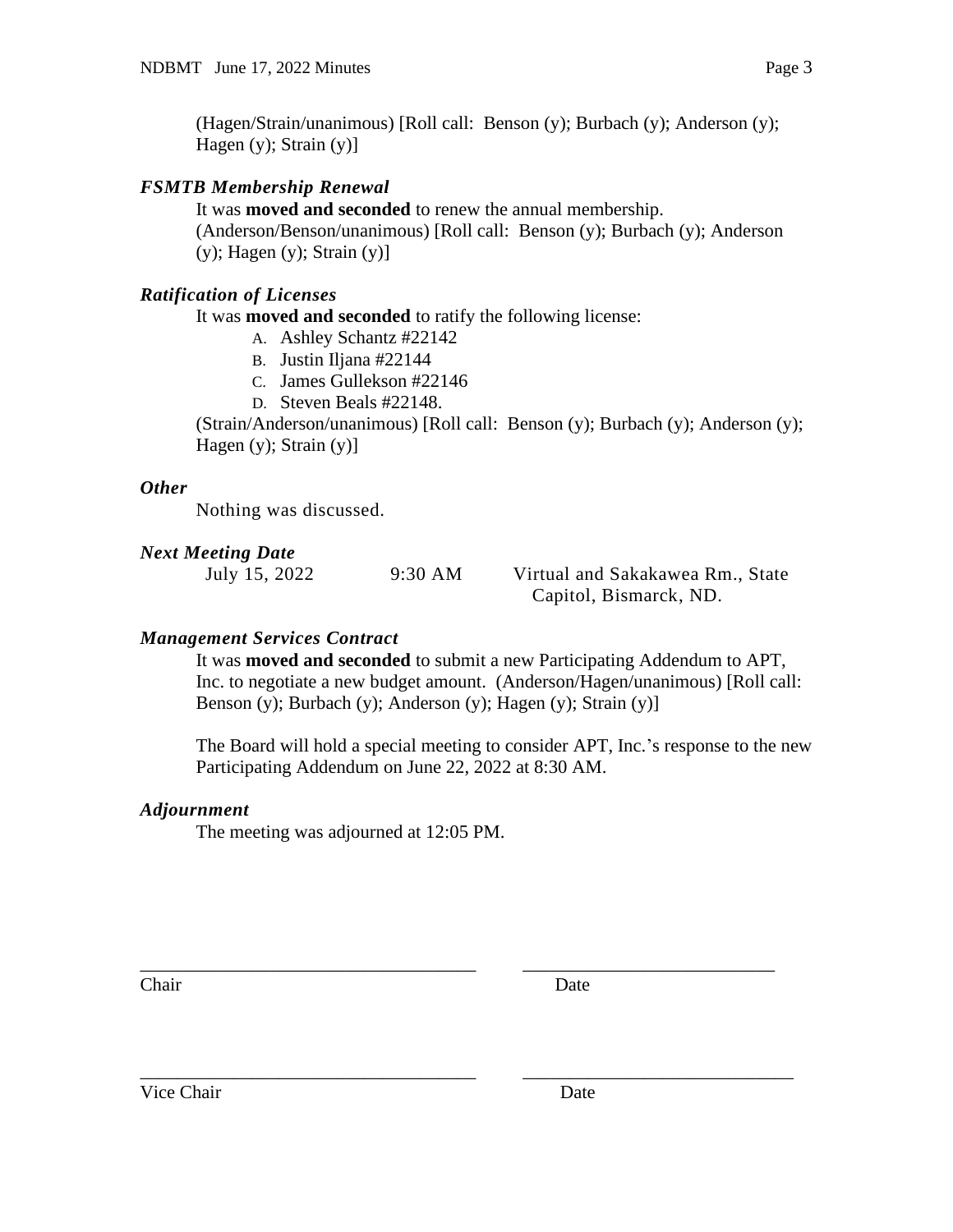(Hagen/Strain/unanimous) [Roll call: Benson (y); Burbach (y); Anderson (y); Hagen (y); Strain (y)]

***FSMTB Membership Renewal***

It was **moved and seconded** to renew the annual membership. (Anderson/Benson/unanimous) [Roll call: Benson (y); Burbach (y); Anderson (y); Hagen (y); Strain (y)]

***Ratification of Licenses***

It was **moved and seconded** to ratify the following license:

A. Ashley Schantz #22142
B. Justin Iljana #22144
C. James Gullekson #22146
D. Steven Beals #22148.

(Strain/Anderson/unanimous) [Roll call: Benson (y); Burbach (y); Anderson (y); Hagen (y); Strain (y)]

***Other***

Nothing was discussed.

***Next Meeting Date***

July 15, 2022 9:30 AM Virtual and Sakakawea Rm., State Capitol, Bismarck, ND.

***Management Services Contract***

It was **moved and seconded** to submit a new Participating Addendum to APT, Inc. to negotiate a new budget amount. (Anderson/Hagen/unanimous) [Roll call: Benson (y); Burbach (y); Anderson (y); Hagen (y); Strain (y)]

The Board will hold a special meeting to consider APT, Inc.'s response to the new Participating Addendum on June 22, 2022 at 8:30 AM.

***Adjournment***

The meeting was adjourned at 12:05 PM.

\_\_\_\_\_\_\_\_\_\_\_\_\_\_\_\_\_\_\_\_\_\_\_\_\_\_\_\_\_\_\_\_\_\_\_\_ \_\_\_\_\_\_\_\_\_\_\_\_\_\_\_\_\_\_\_\_\_\_\_\_\_\_\_

Chair Date

\_\_\_\_\_\_\_\_\_\_\_\_\_\_\_\_\_\_\_\_\_\_\_\_\_\_\_\_\_\_\_\_\_\_\_\_ \_\_\_\_\_\_\_\_\_\_\_\_\_\_\_\_\_\_\_\_\_\_\_\_\_\_\_\_\_

Vice Chair Date